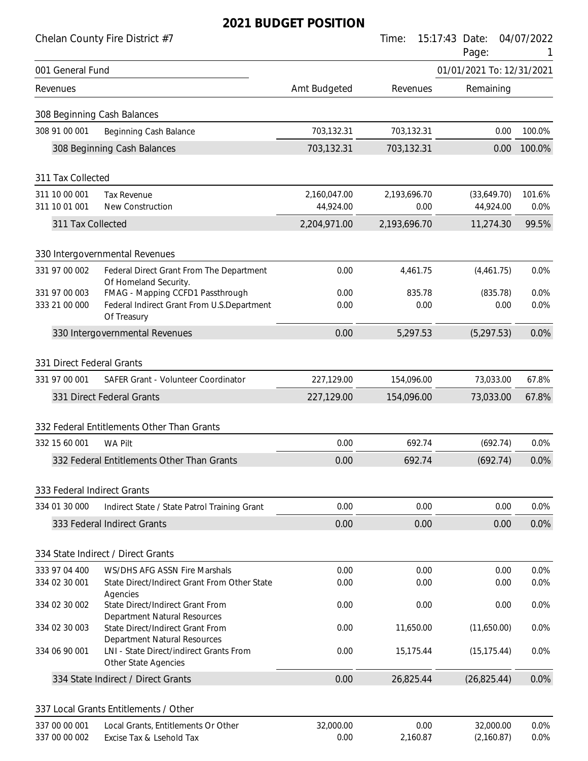# 2021 BUDGET POSITION

Chelan County Fire District #7

Time: 15:17:43 Date: 04/07/2022

001 General Fund

01/01/2021 To: 12/31/2021

| Revenues | | Amt Budgeted | Revenues | Remaining | |
|---|---|---|---|---|---|
| **308 Beginning Cash Balances** | | | | | |
| 308 91 00 001 | Beginning Cash Balance | 703,132.31 | 703,132.31 | 0.00 | 100.0% |
| | 308 Beginning Cash Balances | 703,132.31 | 703,132.31 | 0.00 | 100.0% |
| **311 Tax Collected** | | | | | |
| 311 10 00 001 | Tax Revenue | 2,160,047.00 | 2,193,696.70 | (33,649.70) | 101.6% |
| 311 10 01 001 | New Construction | 44,924.00 | 0.00 | 44,924.00 | 0.0% |
| | 311 Tax Collected | 2,204,971.00 | 2,193,696.70 | 11,274.30 | 99.5% |
| **330 Intergovernmental Revenues** | | | | | |
| 331 97 00 002 | Federal Direct Grant From The Department Of Homeland Security. | 0.00 | 4,461.75 | (4,461.75) | 0.0% |
| 331 97 00 003 | FMAG - Mapping CCFD1 Passthrough | 0.00 | 835.78 | (835.78) | 0.0% |
| 333 21 00 000 | Federal Indirect Grant From U.S.Department Of Treasury | 0.00 | 0.00 | 0.00 | 0.0% |
| | 330 Intergovernmental Revenues | 0.00 | 5,297.53 | (5,297.53) | 0.0% |
| **331 Direct Federal Grants** | | | | | |
| 331 97 00 001 | SAFER Grant - Volunteer Coordinator | 227,129.00 | 154,096.00 | 73,033.00 | 67.8% |
| | 331 Direct Federal Grants | 227,129.00 | 154,096.00 | 73,033.00 | 67.8% |
| **332 Federal Entitlements Other Than Grants** | | | | | |
| 332 15 60 001 | WA Pilt | 0.00 | 692.74 | (692.74) | 0.0% |
| | 332 Federal Entitlements Other Than Grants | 0.00 | 692.74 | (692.74) | 0.0% |
| **333 Federal Indirect Grants** | | | | | |
| 334 01 30 000 | Indirect State / State Patrol Training Grant | 0.00 | 0.00 | 0.00 | 0.0% |
| | 333 Federal Indirect Grants | 0.00 | 0.00 | 0.00 | 0.0% |
| **334 State Indirect / Direct Grants** | | | | | |
| 333 97 04 400 | WS/DHS AFG ASSN Fire Marshals | 0.00 | 0.00 | 0.00 | 0.0% |
| 334 02 30 001 | State Direct/Indirect Grant From Other State Agencies | 0.00 | 0.00 | 0.00 | 0.0% |
| 334 02 30 002 | State Direct/Indirect Grant From Department Natural Resources | 0.00 | 0.00 | 0.00 | 0.0% |
| 334 02 30 003 | State Direct/Indirect Grant From Department Natural Resources | 0.00 | 11,650.00 | (11,650.00) | 0.0% |
| 334 06 90 001 | LNI - State Direct/indirect Grants From Other State Agencies | 0.00 | 15,175.44 | (15,175.44) | 0.0% |
| | 334 State Indirect / Direct Grants | 0.00 | 26,825.44 | (26,825.44) | 0.0% |
| **337 Local Grants Entitlements / Other** | | | | | |
| 337 00 00 001 | Local Grants, Entitlements Or Other | 32,000.00 | 0.00 | 32,000.00 | 0.0% |
| 337 00 00 002 | Excise Tax & Lsehold Tax | 0.00 | 2,160.87 | (2,160.87) | 0.0% |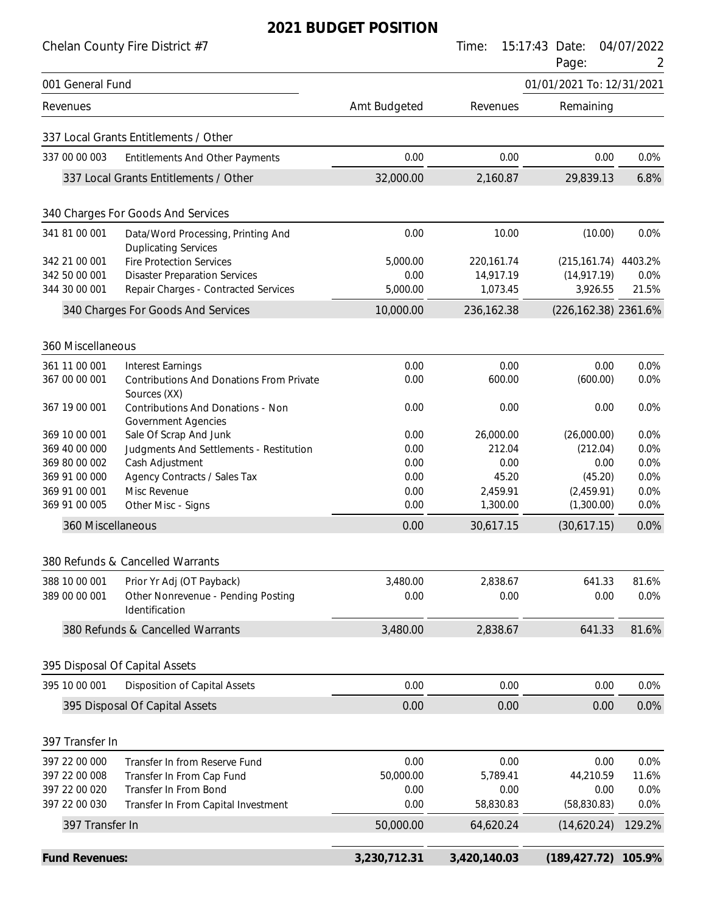# 2021 BUDGET POSITION

Chelan County Fire District #7

Time: 15:17:43 Date: 04/07/2022

001 General Fund — 01/01/2021 To: 12/31/2021

| Revenues | | Amt Budgeted | Revenues | Remaining | |
|---|---|---|---|---|---|
| **337 Local Grants Entitlements / Other** | | | | | |
| 337 00 00 003 | Entitlements And Other Payments | 0.00 | 0.00 | 0.00 | 0.0% |
| 337 Local Grants Entitlements / Other | | 32,000.00 | 2,160.87 | 29,839.13 | 6.8% |
| **340 Charges For Goods And Services** | | | | | |
| 341 81 00 001 | Data/Word Processing, Printing And Duplicating Services | 0.00 | 10.00 | (10.00) | 0.0% |
| 342 21 00 001 | Fire Protection Services | 5,000.00 | 220,161.74 | (215,161.74) | 4403.2% |
| 342 50 00 001 | Disaster Preparation Services | 0.00 | 14,917.19 | (14,917.19) | 0.0% |
| 344 30 00 001 | Repair Charges - Contracted Services | 5,000.00 | 1,073.45 | 3,926.55 | 21.5% |
| 340 Charges For Goods And Services | | 10,000.00 | 236,162.38 | (226,162.38) | 2361.6% |
| **360 Miscellaneous** | | | | | |
| 361 11 00 001 | Interest Earnings | 0.00 | 0.00 | 0.00 | 0.0% |
| 367 00 00 001 | Contributions And Donations From Private Sources (XX) | 0.00 | 600.00 | (600.00) | 0.0% |
| 367 19 00 001 | Contributions And Donations - Non Government Agencies | 0.00 | 0.00 | 0.00 | 0.0% |
| 369 10 00 001 | Sale Of Scrap And Junk | 0.00 | 26,000.00 | (26,000.00) | 0.0% |
| 369 40 00 000 | Judgments And Settlements - Restitution | 0.00 | 212.04 | (212.04) | 0.0% |
| 369 80 00 002 | Cash Adjustment | 0.00 | 0.00 | 0.00 | 0.0% |
| 369 91 00 000 | Agency Contracts / Sales Tax | 0.00 | 45.20 | (45.20) | 0.0% |
| 369 91 00 001 | Misc Revenue | 0.00 | 2,459.91 | (2,459.91) | 0.0% |
| 369 91 00 005 | Other Misc - Signs | 0.00 | 1,300.00 | (1,300.00) | 0.0% |
| 360 Miscellaneous | | 0.00 | 30,617.15 | (30,617.15) | 0.0% |
| **380 Refunds & Cancelled Warrants** | | | | | |
| 388 10 00 001 | Prior Yr Adj (OT Payback) | 3,480.00 | 2,838.67 | 641.33 | 81.6% |
| 389 00 00 001 | Other Nonrevenue - Pending Posting Identification | 0.00 | 0.00 | 0.00 | 0.0% |
| 380 Refunds & Cancelled Warrants | | 3,480.00 | 2,838.67 | 641.33 | 81.6% |
| **395 Disposal Of Capital Assets** | | | | | |
| 395 10 00 001 | Disposition of Capital Assets | 0.00 | 0.00 | 0.00 | 0.0% |
| 395 Disposal Of Capital Assets | | 0.00 | 0.00 | 0.00 | 0.0% |
| **397 Transfer In** | | | | | |
| 397 22 00 000 | Transfer In from Reserve Fund | 0.00 | 0.00 | 0.00 | 0.0% |
| 397 22 00 008 | Transfer In From Cap Fund | 50,000.00 | 5,789.41 | 44,210.59 | 11.6% |
| 397 22 00 020 | Transfer In From Bond | 0.00 | 0.00 | 0.00 | 0.0% |
| 397 22 00 030 | Transfer In From Capital Investment | 0.00 | 58,830.83 | (58,830.83) | 0.0% |
| 397 Transfer In | | 50,000.00 | 64,620.24 | (14,620.24) | 129.2% |
| **Fund Revenues:** | | **3,230,712.31** | **3,420,140.03** | **(189,427.72)** | **105.9%** |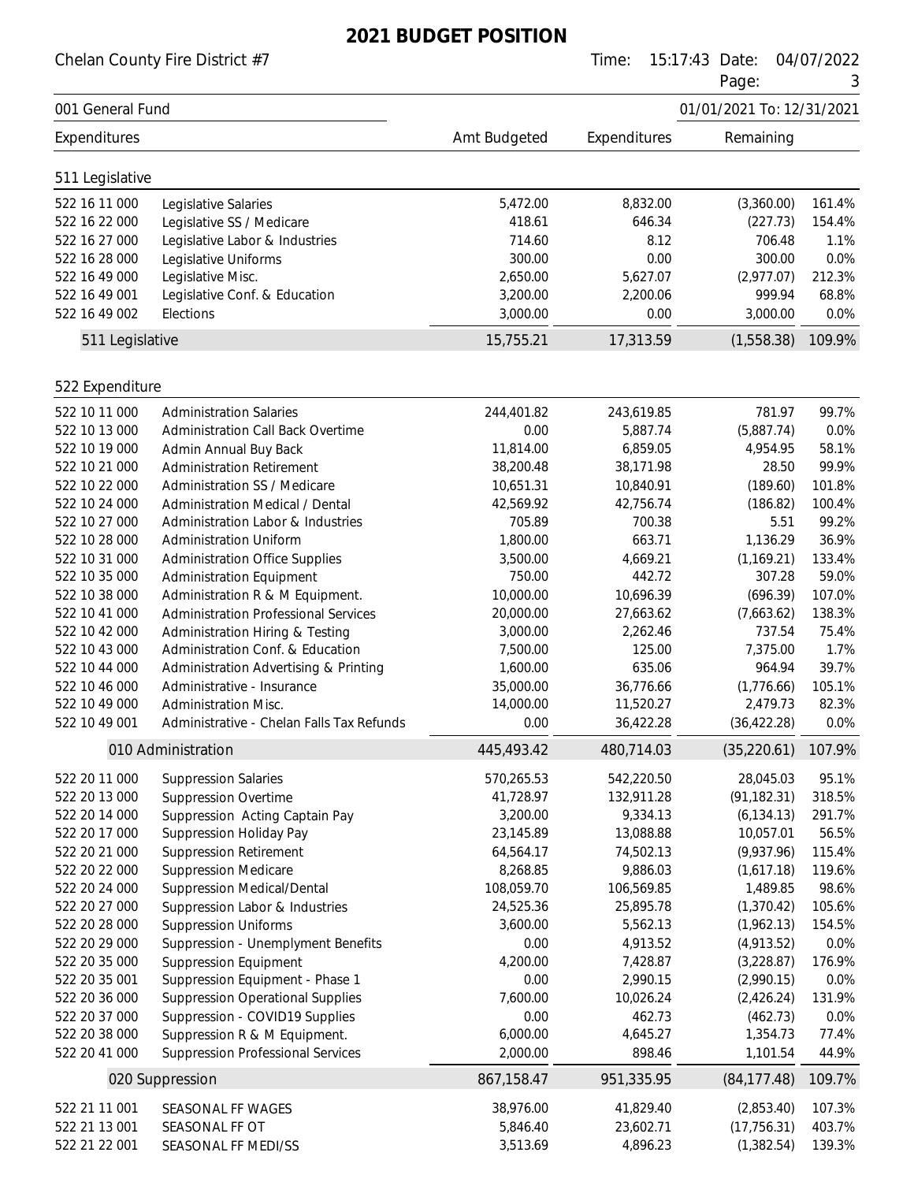# 2021 BUDGET POSITION

Chelan County Fire District #7

Time: 15:17:43 Date: 04/07/2022

001 General Fund — 01/01/2021 To: 12/31/2021

| Expenditures | | Amt Budgeted | Expenditures | Remaining | |
|---|---|---|---|---|---|
| **511 Legislative** | | | | | |
| 522 16 11 000 | Legislative Salaries | 5,472.00 | 8,832.00 | (3,360.00) | 161.4% |
| 522 16 22 000 | Legislative SS / Medicare | 418.61 | 646.34 | (227.73) | 154.4% |
| 522 16 27 000 | Legislative Labor & Industries | 714.60 | 8.12 | 706.48 | 1.1% |
| 522 16 28 000 | Legislative Uniforms | 300.00 | 0.00 | 300.00 | 0.0% |
| 522 16 49 000 | Legislative Misc. | 2,650.00 | 5,627.07 | (2,977.07) | 212.3% |
| 522 16 49 001 | Legislative Conf. & Education | 3,200.00 | 2,200.06 | 999.94 | 68.8% |
| 522 16 49 002 | Elections | 3,000.00 | 0.00 | 3,000.00 | 0.0% |
| 511 Legislative | | 15,755.21 | 17,313.59 | (1,558.38) | 109.9% |
| **522 Expenditure** | | | | | |
| 522 10 11 000 | Administration Salaries | 244,401.82 | 243,619.85 | 781.97 | 99.7% |
| 522 10 13 000 | Administration Call Back Overtime | 0.00 | 5,887.74 | (5,887.74) | 0.0% |
| 522 10 19 000 | Admin Annual Buy Back | 11,814.00 | 6,859.05 | 4,954.95 | 58.1% |
| 522 10 21 000 | Administration Retirement | 38,200.48 | 38,171.98 | 28.50 | 99.9% |
| 522 10 22 000 | Administration SS / Medicare | 10,651.31 | 10,840.91 | (189.60) | 101.8% |
| 522 10 24 000 | Administration Medical / Dental | 42,569.92 | 42,756.74 | (186.82) | 100.4% |
| 522 10 27 000 | Administration Labor & Industries | 705.89 | 700.38 | 5.51 | 99.2% |
| 522 10 28 000 | Administration Uniform | 1,800.00 | 663.71 | 1,136.29 | 36.9% |
| 522 10 31 000 | Administration Office Supplies | 3,500.00 | 4,669.21 | (1,169.21) | 133.4% |
| 522 10 35 000 | Administration Equipment | 750.00 | 442.72 | 307.28 | 59.0% |
| 522 10 38 000 | Administration R & M Equipment. | 10,000.00 | 10,696.39 | (696.39) | 107.0% |
| 522 10 41 000 | Administration Professional Services | 20,000.00 | 27,663.62 | (7,663.62) | 138.3% |
| 522 10 42 000 | Administration Hiring & Testing | 3,000.00 | 2,262.46 | 737.54 | 75.4% |
| 522 10 43 000 | Administration Conf. & Education | 7,500.00 | 125.00 | 7,375.00 | 1.7% |
| 522 10 44 000 | Administration Advertising & Printing | 1,600.00 | 635.06 | 964.94 | 39.7% |
| 522 10 46 000 | Administrative - Insurance | 35,000.00 | 36,776.66 | (1,776.66) | 105.1% |
| 522 10 49 000 | Administration Misc. | 14,000.00 | 11,520.27 | 2,479.73 | 82.3% |
| 522 10 49 001 | Administrative - Chelan Falls Tax Refunds | 0.00 | 36,422.28 | (36,422.28) | 0.0% |
| 010 Administration | | 445,493.42 | 480,714.03 | (35,220.61) | 107.9% |
| 522 20 11 000 | Suppression Salaries | 570,265.53 | 542,220.50 | 28,045.03 | 95.1% |
| 522 20 13 000 | Suppression Overtime | 41,728.97 | 132,911.28 | (91,182.31) | 318.5% |
| 522 20 14 000 | Suppression Acting Captain Pay | 3,200.00 | 9,334.13 | (6,134.13) | 291.7% |
| 522 20 17 000 | Suppression Holiday Pay | 23,145.89 | 13,088.88 | 10,057.01 | 56.5% |
| 522 20 21 000 | Suppression Retirement | 64,564.17 | 74,502.13 | (9,937.96) | 115.4% |
| 522 20 22 000 | Suppression Medicare | 8,268.85 | 9,886.03 | (1,617.18) | 119.6% |
| 522 20 24 000 | Suppression Medical/Dental | 108,059.70 | 106,569.85 | 1,489.85 | 98.6% |
| 522 20 27 000 | Suppression Labor & Industries | 24,525.36 | 25,895.78 | (1,370.42) | 105.6% |
| 522 20 28 000 | Suppression Uniforms | 3,600.00 | 5,562.13 | (1,962.13) | 154.5% |
| 522 20 29 000 | Suppression - Unemplyment Benefits | 0.00 | 4,913.52 | (4,913.52) | 0.0% |
| 522 20 35 000 | Suppression Equipment | 4,200.00 | 7,428.87 | (3,228.87) | 176.9% |
| 522 20 35 001 | Suppression Equipment - Phase 1 | 0.00 | 2,990.15 | (2,990.15) | 0.0% |
| 522 20 36 000 | Suppression Operational Supplies | 7,600.00 | 10,026.24 | (2,426.24) | 131.9% |
| 522 20 37 000 | Suppression - COVID19 Supplies | 0.00 | 462.73 | (462.73) | 0.0% |
| 522 20 38 000 | Suppression R & M Equipment. | 6,000.00 | 4,645.27 | 1,354.73 | 77.4% |
| 522 20 41 000 | Suppression Professional Services | 2,000.00 | 898.46 | 1,101.54 | 44.9% |
| 020 Suppression | | 867,158.47 | 951,335.95 | (84,177.48) | 109.7% |
| 522 21 11 001 | SEASONAL FF WAGES | 38,976.00 | 41,829.40 | (2,853.40) | 107.3% |
| 522 21 13 001 | SEASONAL FF OT | 5,846.40 | 23,602.71 | (17,756.31) | 403.7% |
| 522 21 22 001 | SEASONAL FF MEDI/SS | 3,513.69 | 4,896.23 | (1,382.54) | 139.3% |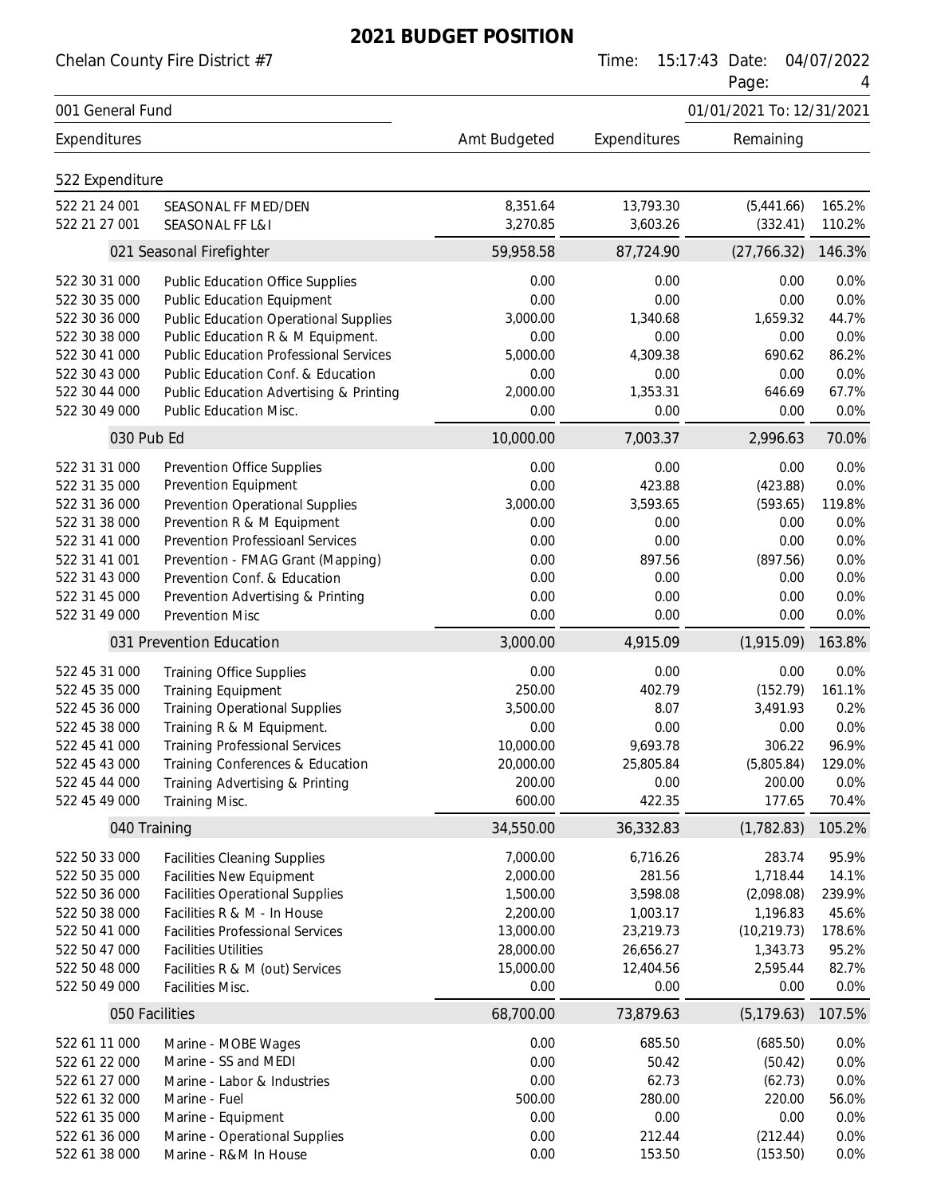# 2021 BUDGET POSITION

Chelan County Fire District #7

Time: 15:17:43 Date: 04/07/2022

001 General Fund — 01/01/2021 To: 12/31/2021

| Expenditures | | Amt Budgeted | Expenditures | Remaining | |
|---|---|---|---|---|---|
| **522 Expenditure** | | | | | |
| 522 21 24 001 | SEASONAL FF MED/DEN | 8,351.64 | 13,793.30 | (5,441.66) | 165.2% |
| 522 21 27 001 | SEASONAL FF L&I | 3,270.85 | 3,603.26 | (332.41) | 110.2% |
| | **021 Seasonal Firefighter** | **59,958.58** | **87,724.90** | **(27,766.32)** | **146.3%** |
| 522 30 31 000 | Public Education Office Supplies | 0.00 | 0.00 | 0.00 | 0.0% |
| 522 30 35 000 | Public Education Equipment | 0.00 | 0.00 | 0.00 | 0.0% |
| 522 30 36 000 | Public Education Operational Supplies | 3,000.00 | 1,340.68 | 1,659.32 | 44.7% |
| 522 30 38 000 | Public Education R & M Equipment. | 0.00 | 0.00 | 0.00 | 0.0% |
| 522 30 41 000 | Public Education Professional Services | 5,000.00 | 4,309.38 | 690.62 | 86.2% |
| 522 30 43 000 | Public Education Conf. & Education | 0.00 | 0.00 | 0.00 | 0.0% |
| 522 30 44 000 | Public Education Advertising & Printing | 2,000.00 | 1,353.31 | 646.69 | 67.7% |
| 522 30 49 000 | Public Education Misc. | 0.00 | 0.00 | 0.00 | 0.0% |
| | **030 Pub Ed** | **10,000.00** | **7,003.37** | **2,996.63** | **70.0%** |
| 522 31 31 000 | Prevention Office Supplies | 0.00 | 0.00 | 0.00 | 0.0% |
| 522 31 35 000 | Prevention Equipment | 0.00 | 423.88 | (423.88) | 0.0% |
| 522 31 36 000 | Prevention Operational Supplies | 3,000.00 | 3,593.65 | (593.65) | 119.8% |
| 522 31 38 000 | Prevention R & M Equipment | 0.00 | 0.00 | 0.00 | 0.0% |
| 522 31 41 000 | Prevention Professioanl Services | 0.00 | 0.00 | 0.00 | 0.0% |
| 522 31 41 001 | Prevention - FMAG Grant (Mapping) | 0.00 | 897.56 | (897.56) | 0.0% |
| 522 31 43 000 | Prevention Conf. & Education | 0.00 | 0.00 | 0.00 | 0.0% |
| 522 31 45 000 | Prevention Advertising & Printing | 0.00 | 0.00 | 0.00 | 0.0% |
| 522 31 49 000 | Prevention Misc | 0.00 | 0.00 | 0.00 | 0.0% |
| | **031 Prevention Education** | **3,000.00** | **4,915.09** | **(1,915.09)** | **163.8%** |
| 522 45 31 000 | Training Office Supplies | 0.00 | 0.00 | 0.00 | 0.0% |
| 522 45 35 000 | Training Equipment | 250.00 | 402.79 | (152.79) | 161.1% |
| 522 45 36 000 | Training Operational Supplies | 3,500.00 | 8.07 | 3,491.93 | 0.2% |
| 522 45 38 000 | Training R & M Equipment. | 0.00 | 0.00 | 0.00 | 0.0% |
| 522 45 41 000 | Training Professional Services | 10,000.00 | 9,693.78 | 306.22 | 96.9% |
| 522 45 43 000 | Training Conferences & Education | 20,000.00 | 25,805.84 | (5,805.84) | 129.0% |
| 522 45 44 000 | Training Advertising & Printing | 200.00 | 0.00 | 200.00 | 0.0% |
| 522 45 49 000 | Training Misc. | 600.00 | 422.35 | 177.65 | 70.4% |
| | **040 Training** | **34,550.00** | **36,332.83** | **(1,782.83)** | **105.2%** |
| 522 50 33 000 | Facilities Cleaning Supplies | 7,000.00 | 6,716.26 | 283.74 | 95.9% |
| 522 50 35 000 | Facilities New Equipment | 2,000.00 | 281.56 | 1,718.44 | 14.1% |
| 522 50 36 000 | Facilities Operational Supplies | 1,500.00 | 3,598.08 | (2,098.08) | 239.9% |
| 522 50 38 000 | Facilities R & M - In House | 2,200.00 | 1,003.17 | 1,196.83 | 45.6% |
| 522 50 41 000 | Facilities Professional Services | 13,000.00 | 23,219.73 | (10,219.73) | 178.6% |
| 522 50 47 000 | Facilities Utilities | 28,000.00 | 26,656.27 | 1,343.73 | 95.2% |
| 522 50 48 000 | Facilities R & M (out) Services | 15,000.00 | 12,404.56 | 2,595.44 | 82.7% |
| 522 50 49 000 | Facilities Misc. | 0.00 | 0.00 | 0.00 | 0.0% |
| | **050 Facilities** | **68,700.00** | **73,879.63** | **(5,179.63)** | **107.5%** |
| 522 61 11 000 | Marine - MOBE Wages | 0.00 | 685.50 | (685.50) | 0.0% |
| 522 61 22 000 | Marine - SS and MEDI | 0.00 | 50.42 | (50.42) | 0.0% |
| 522 61 27 000 | Marine - Labor & Industries | 0.00 | 62.73 | (62.73) | 0.0% |
| 522 61 32 000 | Marine - Fuel | 500.00 | 280.00 | 220.00 | 56.0% |
| 522 61 35 000 | Marine - Equipment | 0.00 | 0.00 | 0.00 | 0.0% |
| 522 61 36 000 | Marine - Operational Supplies | 0.00 | 212.44 | (212.44) | 0.0% |
| 522 61 38 000 | Marine - R&M In House | 0.00 | 153.50 | (153.50) | 0.0% |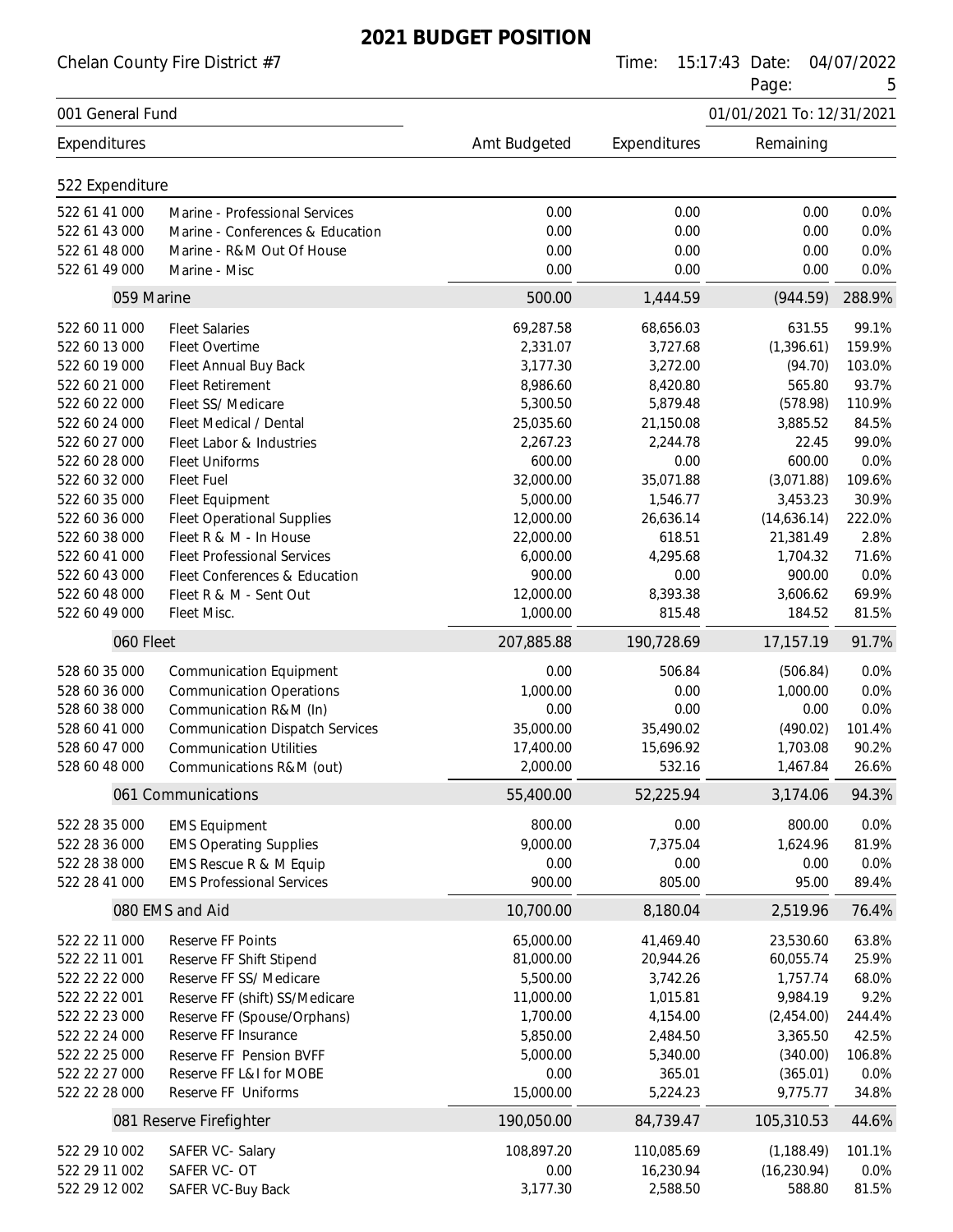# 2021 BUDGET POSITION

Chelan County Fire District #7

Time: 15:17:43 Date: 04/07/2022

001 General Fund — 01/01/2021 To: 12/31/2021

| Expenditures | | Amt Budgeted | Expenditures | Remaining | |
|---|---|---|---|---|---|
| **522 Expenditure** | | | | | |
| 522 61 41 000 | Marine - Professional Services | 0.00 | 0.00 | 0.00 | 0.0% |
| 522 61 43 000 | Marine - Conferences & Education | 0.00 | 0.00 | 0.00 | 0.0% |
| 522 61 48 000 | Marine - R&M Out Of House | 0.00 | 0.00 | 0.00 | 0.0% |
| 522 61 49 000 | Marine - Misc | 0.00 | 0.00 | 0.00 | 0.0% |
| 059 Marine | | 500.00 | 1,444.59 | (944.59) | 288.9% |
| 522 60 11 000 | Fleet Salaries | 69,287.58 | 68,656.03 | 631.55 | 99.1% |
| 522 60 13 000 | Fleet Overtime | 2,331.07 | 3,727.68 | (1,396.61) | 159.9% |
| 522 60 19 000 | Fleet Annual Buy Back | 3,177.30 | 3,272.00 | (94.70) | 103.0% |
| 522 60 21 000 | Fleet Retirement | 8,986.60 | 8,420.80 | 565.80 | 93.7% |
| 522 60 22 000 | Fleet SS/ Medicare | 5,300.50 | 5,879.48 | (578.98) | 110.9% |
| 522 60 24 000 | Fleet Medical / Dental | 25,035.60 | 21,150.08 | 3,885.52 | 84.5% |
| 522 60 27 000 | Fleet Labor & Industries | 2,267.23 | 2,244.78 | 22.45 | 99.0% |
| 522 60 28 000 | Fleet Uniforms | 600.00 | 0.00 | 600.00 | 0.0% |
| 522 60 32 000 | Fleet Fuel | 32,000.00 | 35,071.88 | (3,071.88) | 109.6% |
| 522 60 35 000 | Fleet Equipment | 5,000.00 | 1,546.77 | 3,453.23 | 30.9% |
| 522 60 36 000 | Fleet Operational Supplies | 12,000.00 | 26,636.14 | (14,636.14) | 222.0% |
| 522 60 38 000 | Fleet R & M - In House | 22,000.00 | 618.51 | 21,381.49 | 2.8% |
| 522 60 41 000 | Fleet Professional Services | 6,000.00 | 4,295.68 | 1,704.32 | 71.6% |
| 522 60 43 000 | Fleet Conferences & Education | 900.00 | 0.00 | 900.00 | 0.0% |
| 522 60 48 000 | Fleet R & M - Sent Out | 12,000.00 | 8,393.38 | 3,606.62 | 69.9% |
| 522 60 49 000 | Fleet Misc. | 1,000.00 | 815.48 | 184.52 | 81.5% |
| 060 Fleet | | 207,885.88 | 190,728.69 | 17,157.19 | 91.7% |
| 528 60 35 000 | Communication Equipment | 0.00 | 506.84 | (506.84) | 0.0% |
| 528 60 36 000 | Communication Operations | 1,000.00 | 0.00 | 1,000.00 | 0.0% |
| 528 60 38 000 | Communication R&M (In) | 0.00 | 0.00 | 0.00 | 0.0% |
| 528 60 41 000 | Communication Dispatch Services | 35,000.00 | 35,490.02 | (490.02) | 101.4% |
| 528 60 47 000 | Communication Utilities | 17,400.00 | 15,696.92 | 1,703.08 | 90.2% |
| 528 60 48 000 | Communications R&M (out) | 2,000.00 | 532.16 | 1,467.84 | 26.6% |
| 061 Communications | | 55,400.00 | 52,225.94 | 3,174.06 | 94.3% |
| 522 28 35 000 | EMS Equipment | 800.00 | 0.00 | 800.00 | 0.0% |
| 522 28 36 000 | EMS Operating Supplies | 9,000.00 | 7,375.04 | 1,624.96 | 81.9% |
| 522 28 38 000 | EMS Rescue R & M Equip | 0.00 | 0.00 | 0.00 | 0.0% |
| 522 28 41 000 | EMS Professional Services | 900.00 | 805.00 | 95.00 | 89.4% |
| 080 EMS and Aid | | 10,700.00 | 8,180.04 | 2,519.96 | 76.4% |
| 522 22 11 000 | Reserve FF Points | 65,000.00 | 41,469.40 | 23,530.60 | 63.8% |
| 522 22 11 001 | Reserve FF Shift Stipend | 81,000.00 | 20,944.26 | 60,055.74 | 25.9% |
| 522 22 22 000 | Reserve FF SS/ Medicare | 5,500.00 | 3,742.26 | 1,757.74 | 68.0% |
| 522 22 22 001 | Reserve FF (shift) SS/Medicare | 11,000.00 | 1,015.81 | 9,984.19 | 9.2% |
| 522 22 23 000 | Reserve FF (Spouse/Orphans) | 1,700.00 | 4,154.00 | (2,454.00) | 244.4% |
| 522 22 24 000 | Reserve FF Insurance | 5,850.00 | 2,484.50 | 3,365.50 | 42.5% |
| 522 22 25 000 | Reserve FF Pension BVFF | 5,000.00 | 5,340.00 | (340.00) | 106.8% |
| 522 22 27 000 | Reserve FF L&I for MOBE | 0.00 | 365.01 | (365.01) | 0.0% |
| 522 22 28 000 | Reserve FF Uniforms | 15,000.00 | 5,224.23 | 9,775.77 | 34.8% |
| 081 Reserve Firefighter | | 190,050.00 | 84,739.47 | 105,310.53 | 44.6% |
| 522 29 10 002 | SAFER VC- Salary | 108,897.20 | 110,085.69 | (1,188.49) | 101.1% |
| 522 29 11 002 | SAFER VC- OT | 0.00 | 16,230.94 | (16,230.94) | 0.0% |
| 522 29 12 002 | SAFER VC-Buy Back | 3,177.30 | 2,588.50 | 588.80 | 81.5% |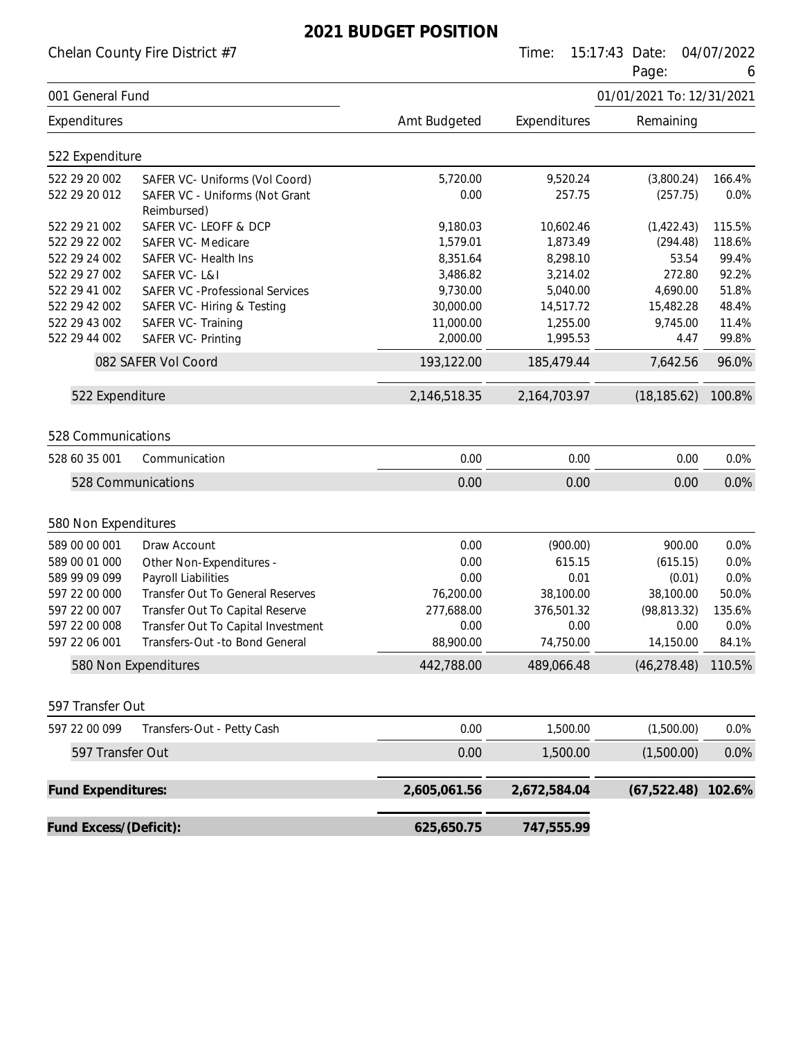# 2021 BUDGET POSITION

Chelan County Fire District #7

Time: 15:17:43 Date: 04/07/2022

001 General Fund — 01/01/2021 To: 12/31/2021

| Expenditures | | Amt Budgeted | Expenditures | Remaining | |
|---|---|---|---|---|---|
| **522 Expenditure** | | | | | |
| 522 29 20 002 | SAFER VC- Uniforms (Vol Coord) | 5,720.00 | 9,520.24 | (3,800.24) | 166.4% |
| 522 29 20 012 | SAFER VC - Uniforms (Not Grant Reimbursed) | 0.00 | 257.75 | (257.75) | 0.0% |
| 522 29 21 002 | SAFER VC- LEOFF & DCP | 9,180.03 | 10,602.46 | (1,422.43) | 115.5% |
| 522 29 22 002 | SAFER VC- Medicare | 1,579.01 | 1,873.49 | (294.48) | 118.6% |
| 522 29 24 002 | SAFER VC- Health Ins | 8,351.64 | 8,298.10 | 53.54 | 99.4% |
| 522 29 27 002 | SAFER VC- L&I | 3,486.82 | 3,214.02 | 272.80 | 92.2% |
| 522 29 41 002 | SAFER VC -Professional Services | 9,730.00 | 5,040.00 | 4,690.00 | 51.8% |
| 522 29 42 002 | SAFER VC- Hiring & Testing | 30,000.00 | 14,517.72 | 15,482.28 | 48.4% |
| 522 29 43 002 | SAFER VC- Training | 11,000.00 | 1,255.00 | 9,745.00 | 11.4% |
| 522 29 44 002 | SAFER VC- Printing | 2,000.00 | 1,995.53 | 4.47 | 99.8% |
| | 082 SAFER Vol Coord | 193,122.00 | 185,479.44 | 7,642.56 | 96.0% |
| | 522 Expenditure | 2,146,518.35 | 2,164,703.97 | (18,185.62) | 100.8% |
| **528 Communications** | | | | | |
| 528 60 35 001 | Communication | 0.00 | 0.00 | 0.00 | 0.0% |
| | 528 Communications | 0.00 | 0.00 | 0.00 | 0.0% |
| **580 Non Expenditures** | | | | | |
| 589 00 00 001 | Draw Account | 0.00 | (900.00) | 900.00 | 0.0% |
| 589 00 01 000 | Other Non-Expenditures - | 0.00 | 615.15 | (615.15) | 0.0% |
| 589 99 09 099 | Payroll Liabilities | 0.00 | 0.01 | (0.01) | 0.0% |
| 597 22 00 000 | Transfer Out To General Reserves | 76,200.00 | 38,100.00 | 38,100.00 | 50.0% |
| 597 22 00 007 | Transfer Out To Capital Reserve | 277,688.00 | 376,501.32 | (98,813.32) | 135.6% |
| 597 22 00 008 | Transfer Out To Capital Investment | 0.00 | 0.00 | 0.00 | 0.0% |
| 597 22 06 001 | Transfers-Out -to Bond General | 88,900.00 | 74,750.00 | 14,150.00 | 84.1% |
| | 580 Non Expenditures | 442,788.00 | 489,066.48 | (46,278.48) | 110.5% |
| **597 Transfer Out** | | | | | |
| 597 22 00 099 | Transfers-Out - Petty Cash | 0.00 | 1,500.00 | (1,500.00) | 0.0% |
| | 597 Transfer Out | 0.00 | 1,500.00 | (1,500.00) | 0.0% |
| **Fund Expenditures:** | | **2,605,061.56** | **2,672,584.04** | **(67,522.48)** | **102.6%** |
| **Fund Excess/(Deficit):** | | **625,650.75** | **747,555.99** | | |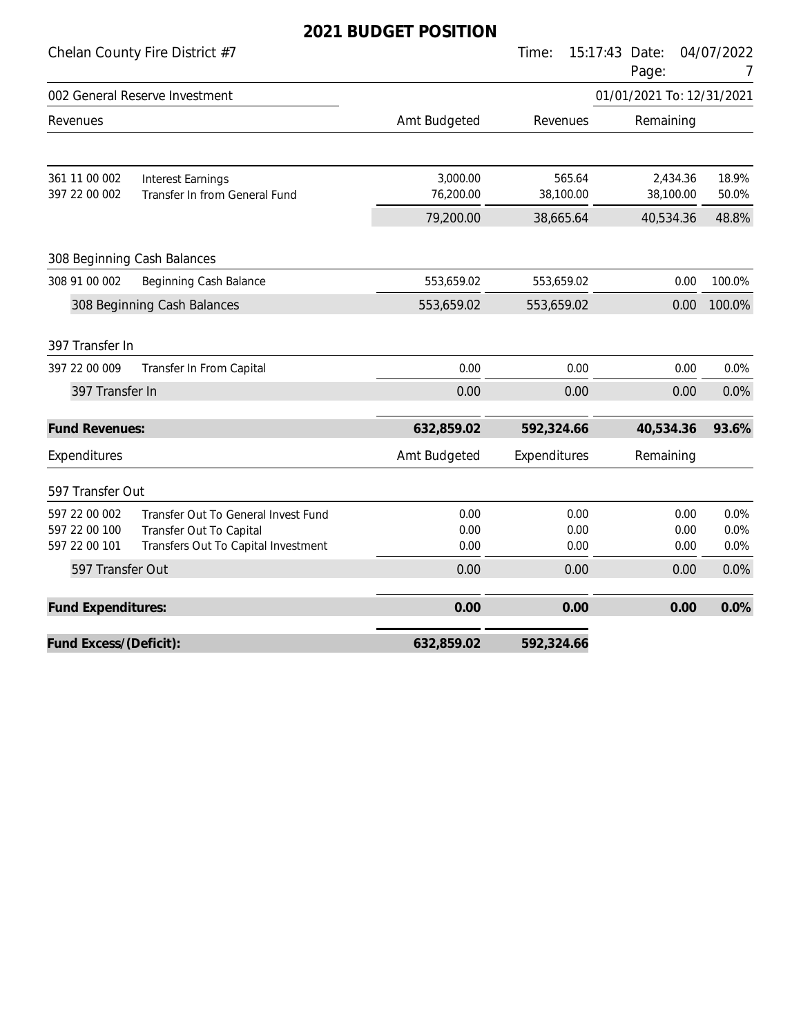# 2021 BUDGET POSITION

Chelan County Fire District #7

Time: 15:17:43 Date: 04/07/2022

## 002 General Reserve Investment

01/01/2021 To: 12/31/2021

| Revenues | | Amt Budgeted | Revenues | Remaining | |
|---|---|---|---|---|---|
| 361 11 00 002 | Interest Earnings | 3,000.00 | 565.64 | 2,434.36 | 18.9% |
| 397 22 00 002 | Transfer In from General Fund | 76,200.00 | 38,100.00 | 38,100.00 | 50.0% |
| | | 79,200.00 | 38,665.64 | 40,534.36 | 48.8% |
| **308 Beginning Cash Balances** | | | | | |
| 308 91 00 002 | Beginning Cash Balance | 553,659.02 | 553,659.02 | 0.00 | 100.0% |
| 308 Beginning Cash Balances | | 553,659.02 | 553,659.02 | 0.00 | 100.0% |
| **397 Transfer In** | | | | | |
| 397 22 00 009 | Transfer In From Capital | 0.00 | 0.00 | 0.00 | 0.0% |
| 397 Transfer In | | 0.00 | 0.00 | 0.00 | 0.0% |
| **Fund Revenues:** | | **632,859.02** | **592,324.66** | **40,534.36** | **93.6%** |

| Expenditures | | Amt Budgeted | Expenditures | Remaining | |
|---|---|---|---|---|---|
| **597 Transfer Out** | | | | | |
| 597 22 00 002 | Transfer Out To General Invest Fund | 0.00 | 0.00 | 0.00 | 0.0% |
| 597 22 00 100 | Transfer Out To Capital | 0.00 | 0.00 | 0.00 | 0.0% |
| 597 22 00 101 | Transfers Out To Capital Investment | 0.00 | 0.00 | 0.00 | 0.0% |
| 597 Transfer Out | | 0.00 | 0.00 | 0.00 | 0.0% |
| **Fund Expenditures:** | | **0.00** | **0.00** | **0.00** | **0.0%** |
| **Fund Excess/(Deficit):** | | **632,859.02** | **592,324.66** | | |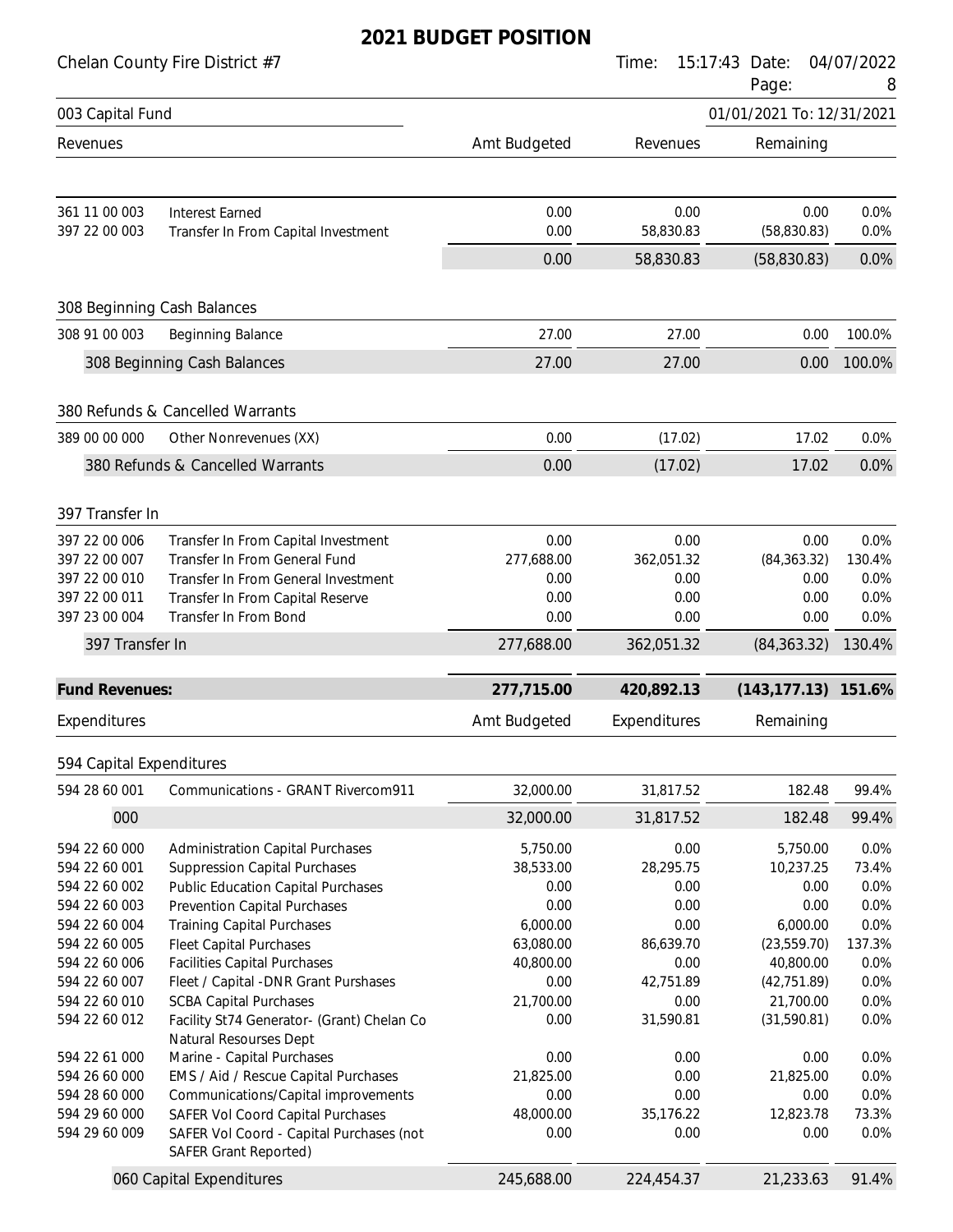# 2021 BUDGET POSITION

Chelan County Fire District #7

Time: 15:17:43 Date: 04/07/2022

003 Capital Fund — 01/01/2021 To: 12/31/2021

| Revenues | | Amt Budgeted | Revenues | Remaining | |
|---|---|---|---|---|---|
| 361 11 00 003 | Interest Earned | 0.00 | 0.00 | 0.00 | 0.0% |
| 397 22 00 003 | Transfer In From Capital Investment | 0.00 | 58,830.83 | (58,830.83) | 0.0% |
| | | 0.00 | 58,830.83 | (58,830.83) | 0.0% |
| **308 Beginning Cash Balances** | | | | | |
| 308 91 00 003 | Beginning Balance | 27.00 | 27.00 | 0.00 | 100.0% |
| 308 Beginning Cash Balances | | 27.00 | 27.00 | 0.00 | 100.0% |
| **380 Refunds & Cancelled Warrants** | | | | | |
| 389 00 00 000 | Other Nonrevenues (XX) | 0.00 | (17.02) | 17.02 | 0.0% |
| 380 Refunds & Cancelled Warrants | | 0.00 | (17.02) | 17.02 | 0.0% |
| **397 Transfer In** | | | | | |
| 397 22 00 006 | Transfer In From Capital Investment | 0.00 | 0.00 | 0.00 | 0.0% |
| 397 22 00 007 | Transfer In From General Fund | 277,688.00 | 362,051.32 | (84,363.32) | 130.4% |
| 397 22 00 010 | Transfer In From General Investment | 0.00 | 0.00 | 0.00 | 0.0% |
| 397 22 00 011 | Transfer In From Capital Reserve | 0.00 | 0.00 | 0.00 | 0.0% |
| 397 23 00 004 | Transfer In From Bond | 0.00 | 0.00 | 0.00 | 0.0% |
| 397 Transfer In | | 277,688.00 | 362,051.32 | (84,363.32) | 130.4% |
| **Fund Revenues:** | | **277,715.00** | **420,892.13** | **(143,177.13)** | **151.6%** |

| Expenditures | | Amt Budgeted | Expenditures | Remaining | |
|---|---|---|---|---|---|
| **594 Capital Expenditures** | | | | | |
| 594 28 60 001 | Communications - GRANT Rivercom911 | 32,000.00 | 31,817.52 | 182.48 | 99.4% |
| 000 | | 32,000.00 | 31,817.52 | 182.48 | 99.4% |
| 594 22 60 000 | Administration Capital Purchases | 5,750.00 | 0.00 | 5,750.00 | 0.0% |
| 594 22 60 001 | Suppression Capital Purchases | 38,533.00 | 28,295.75 | 10,237.25 | 73.4% |
| 594 22 60 002 | Public Education Capital Purchases | 0.00 | 0.00 | 0.00 | 0.0% |
| 594 22 60 003 | Prevention Capital Purchases | 0.00 | 0.00 | 0.00 | 0.0% |
| 594 22 60 004 | Training Capital Purchases | 6,000.00 | 0.00 | 6,000.00 | 0.0% |
| 594 22 60 005 | Fleet Capital Purchases | 63,080.00 | 86,639.70 | (23,559.70) | 137.3% |
| 594 22 60 006 | Facilities Capital Purchases | 40,800.00 | 0.00 | 40,800.00 | 0.0% |
| 594 22 60 007 | Fleet / Capital -DNR Grant Purshases | 0.00 | 42,751.89 | (42,751.89) | 0.0% |
| 594 22 60 010 | SCBA Capital Purchases | 21,700.00 | 0.00 | 21,700.00 | 0.0% |
| 594 22 60 012 | Facility St74 Generator- (Grant) Chelan Co Natural Resourses Dept | 0.00 | 31,590.81 | (31,590.81) | 0.0% |
| 594 22 61 000 | Marine - Capital Purchases | 0.00 | 0.00 | 0.00 | 0.0% |
| 594 26 60 000 | EMS / Aid / Rescue Capital Purchases | 21,825.00 | 0.00 | 21,825.00 | 0.0% |
| 594 28 60 000 | Communications/Capital improvements | 0.00 | 0.00 | 0.00 | 0.0% |
| 594 29 60 000 | SAFER Vol Coord Capital Purchases | 48,000.00 | 35,176.22 | 12,823.78 | 73.3% |
| 594 29 60 009 | SAFER Vol Coord - Capital Purchases (not SAFER Grant Reported) | 0.00 | 0.00 | 0.00 | 0.0% |
| 060 Capital Expenditures | | 245,688.00 | 224,454.37 | 21,233.63 | 91.4% |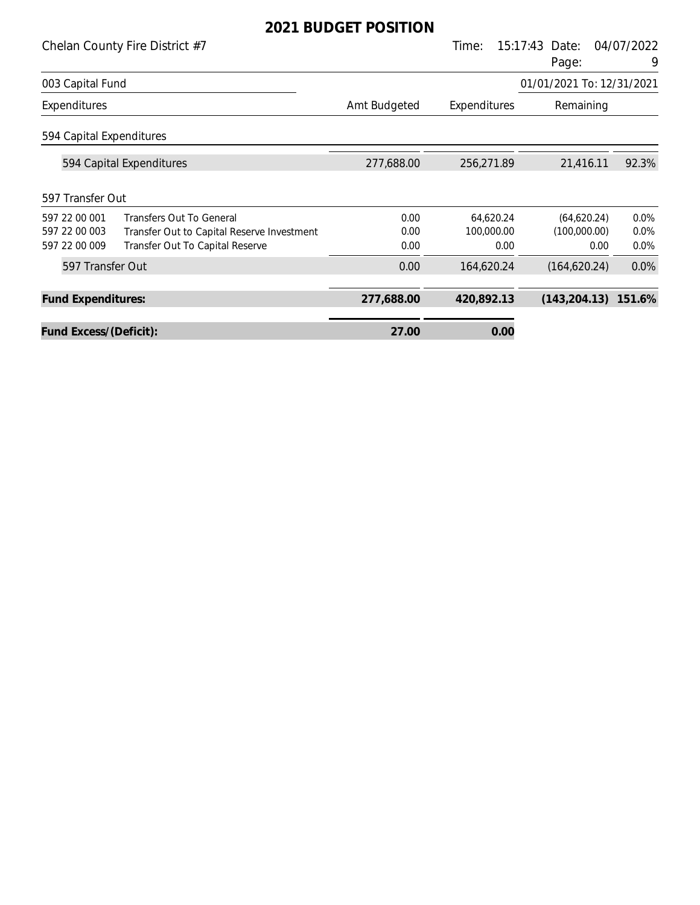# 2021 BUDGET POSITION

Chelan County Fire District #7

Time: 15:17:43 Date: 04/07/2022

003 Capital Fund

01/01/2021 To: 12/31/2021

| Expenditures | | Amt Budgeted | Expenditures | Remaining | |
|---|---|---|---|---|---|
| **594 Capital Expenditures** | | | | | |
| 594 Capital Expenditures | | 277,688.00 | 256,271.89 | 21,416.11 | 92.3% |
| **597 Transfer Out** | | | | | |
| 597 22 00 001 | Transfers Out To General | 0.00 | 64,620.24 | (64,620.24) | 0.0% |
| 597 22 00 003 | Transfer Out to Capital Reserve Investment | 0.00 | 100,000.00 | (100,000.00) | 0.0% |
| 597 22 00 009 | Transfer Out To Capital Reserve | 0.00 | 0.00 | 0.00 | 0.0% |
| 597 Transfer Out | | 0.00 | 164,620.24 | (164,620.24) | 0.0% |
| **Fund Expenditures:** | | **277,688.00** | **420,892.13** | **(143,204.13)** | **151.6%** |
| **Fund Excess/(Deficit):** | | **27.00** | **0.00** | | |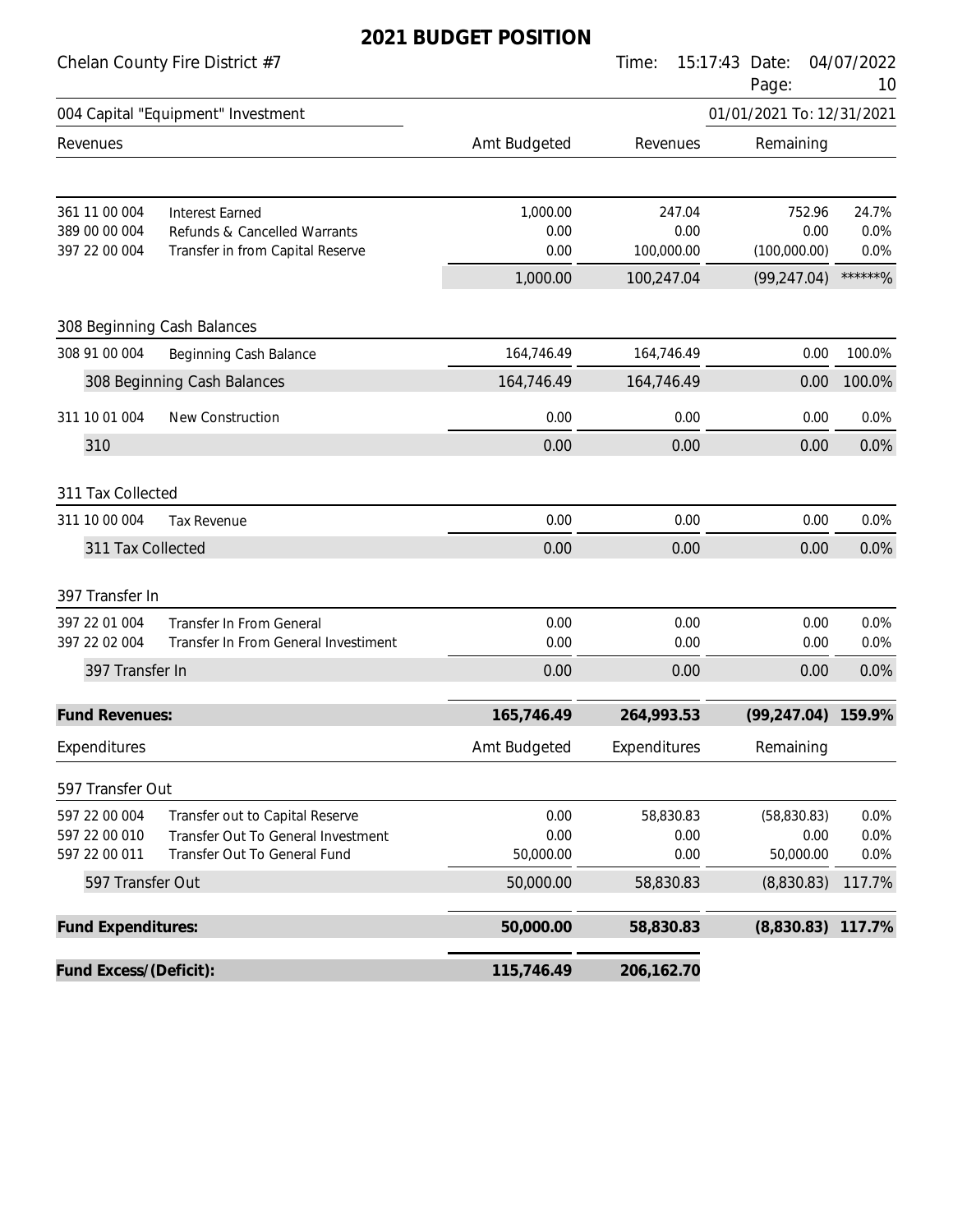# 2021 BUDGET POSITION

Chelan County Fire District #7

Time: 15:17:43 Date: 04/07/2022

004 Capital "Equipment" Investment

01/01/2021 To: 12/31/2021

| Revenues | | Amt Budgeted | Revenues | Remaining | |
|---|---|---|---|---|---|
| 361 11 00 004 | Interest Earned | 1,000.00 | 247.04 | 752.96 | 24.7% |
| 389 00 00 004 | Refunds & Cancelled Warrants | 0.00 | 0.00 | 0.00 | 0.0% |
| 397 22 00 004 | Transfer in from Capital Reserve | 0.00 | 100,000.00 | (100,000.00) | 0.0% |
| | | 1,000.00 | 100,247.04 | (99,247.04) | ******% |
| **308 Beginning Cash Balances** | | | | | |
| 308 91 00 004 | Beginning Cash Balance | 164,746.49 | 164,746.49 | 0.00 | 100.0% |
| 308 Beginning Cash Balances | | 164,746.49 | 164,746.49 | 0.00 | 100.0% |
| 311 10 01 004 | New Construction | 0.00 | 0.00 | 0.00 | 0.0% |
| 310 | | 0.00 | 0.00 | 0.00 | 0.0% |
| **311 Tax Collected** | | | | | |
| 311 10 00 004 | Tax Revenue | 0.00 | 0.00 | 0.00 | 0.0% |
| 311 Tax Collected | | 0.00 | 0.00 | 0.00 | 0.0% |
| **397 Transfer In** | | | | | |
| 397 22 01 004 | Transfer In From General | 0.00 | 0.00 | 0.00 | 0.0% |
| 397 22 02 004 | Transfer In From General Investiment | 0.00 | 0.00 | 0.00 | 0.0% |
| 397 Transfer In | | 0.00 | 0.00 | 0.00 | 0.0% |
| **Fund Revenues:** | | **165,746.49** | **264,993.53** | **(99,247.04)** | **159.9%** |

| Expenditures | | Amt Budgeted | Expenditures | Remaining | |
|---|---|---|---|---|---|
| **597 Transfer Out** | | | | | |
| 597 22 00 004 | Transfer out to Capital Reserve | 0.00 | 58,830.83 | (58,830.83) | 0.0% |
| 597 22 00 010 | Transfer Out To General Investment | 0.00 | 0.00 | 0.00 | 0.0% |
| 597 22 00 011 | Transfer Out To General Fund | 50,000.00 | 0.00 | 50,000.00 | 0.0% |
| 597 Transfer Out | | 50,000.00 | 58,830.83 | (8,830.83) | 117.7% |
| **Fund Expenditures:** | | **50,000.00** | **58,830.83** | **(8,830.83)** | **117.7%** |
| **Fund Excess/(Deficit):** | | **115,746.49** | **206,162.70** | | |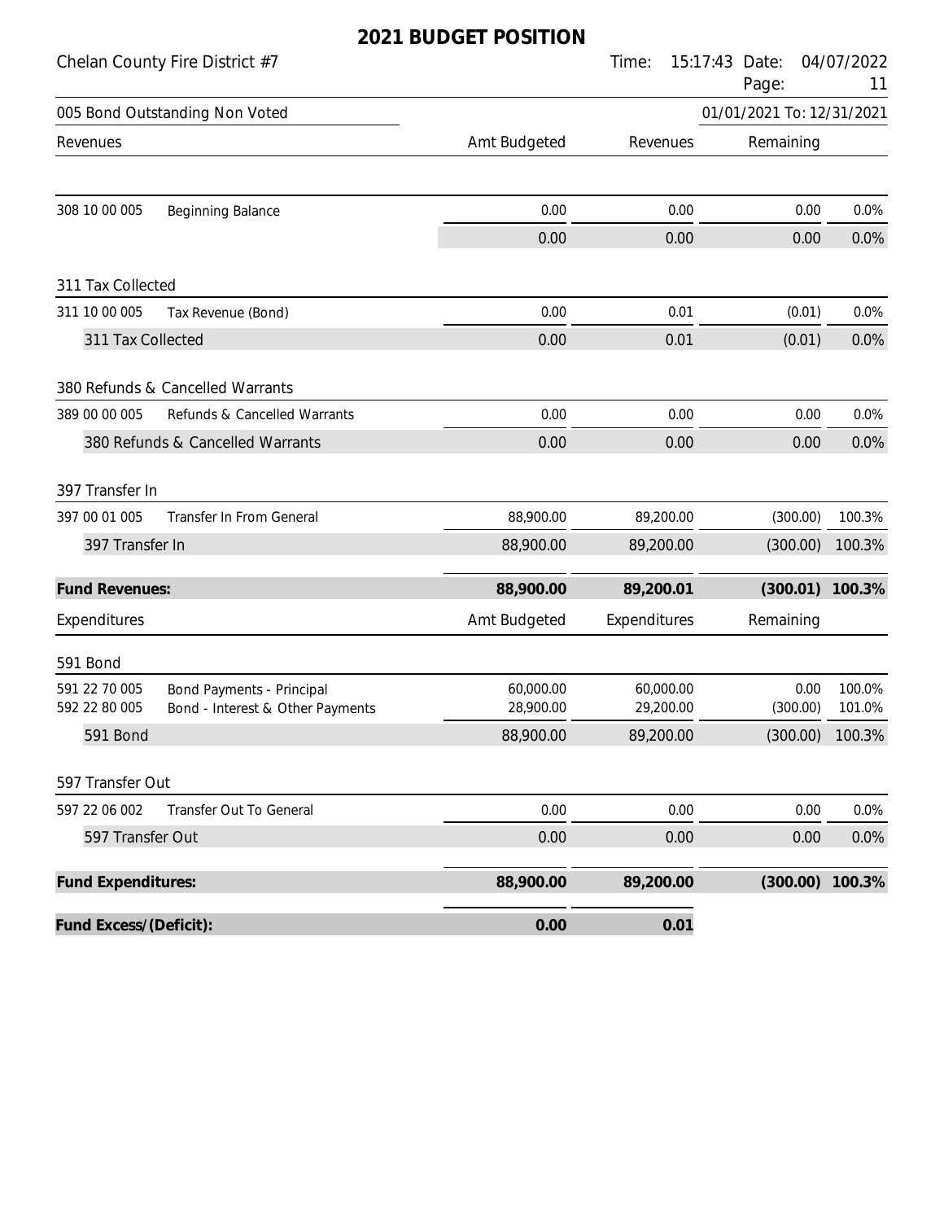# 2021 BUDGET POSITION

Chelan County Fire District #7

Time: 15:17:43 Date: 04/07/2022

005 Bond Outstanding Non Voted

01/01/2021 To: 12/31/2021

| Revenues | | Amt Budgeted | Revenues | Remaining | |
|---|---|---|---|---|---|
| 308 10 00 005 | Beginning Balance | 0.00 | 0.00 | 0.00 | 0.0% |
| | | 0.00 | 0.00 | 0.00 | 0.0% |
| 311 Tax Collected | | | | | |
| 311 10 00 005 | Tax Revenue (Bond) | 0.00 | 0.01 | (0.01) | 0.0% |
| 311 Tax Collected | | 0.00 | 0.01 | (0.01) | 0.0% |
| 380 Refunds & Cancelled Warrants | | | | | |
| 389 00 00 005 | Refunds & Cancelled Warrants | 0.00 | 0.00 | 0.00 | 0.0% |
| 380 Refunds & Cancelled Warrants | | 0.00 | 0.00 | 0.00 | 0.0% |
| 397 Transfer In | | | | | |
| 397 00 01 005 | Transfer In From General | 88,900.00 | 89,200.00 | (300.00) | 100.3% |
| 397 Transfer In | | 88,900.00 | 89,200.00 | (300.00) | 100.3% |
| **Fund Revenues:** | | **88,900.00** | **89,200.01** | **(300.01)** | **100.3%** |

| Expenditures | | Amt Budgeted | Expenditures | Remaining | |
|---|---|---|---|---|---|
| 591 Bond | | | | | |
| 591 22 70 005 | Bond Payments - Principal | 60,000.00 | 60,000.00 | 0.00 | 100.0% |
| 592 22 80 005 | Bond - Interest & Other Payments | 28,900.00 | 29,200.00 | (300.00) | 101.0% |
| 591 Bond | | 88,900.00 | 89,200.00 | (300.00) | 100.3% |
| 597 Transfer Out | | | | | |
| 597 22 06 002 | Transfer Out To General | 0.00 | 0.00 | 0.00 | 0.0% |
| 597 Transfer Out | | 0.00 | 0.00 | 0.00 | 0.0% |
| **Fund Expenditures:** | | **88,900.00** | **89,200.00** | **(300.00)** | **100.3%** |
| **Fund Excess/(Deficit):** | | **0.00** | **0.01** | | |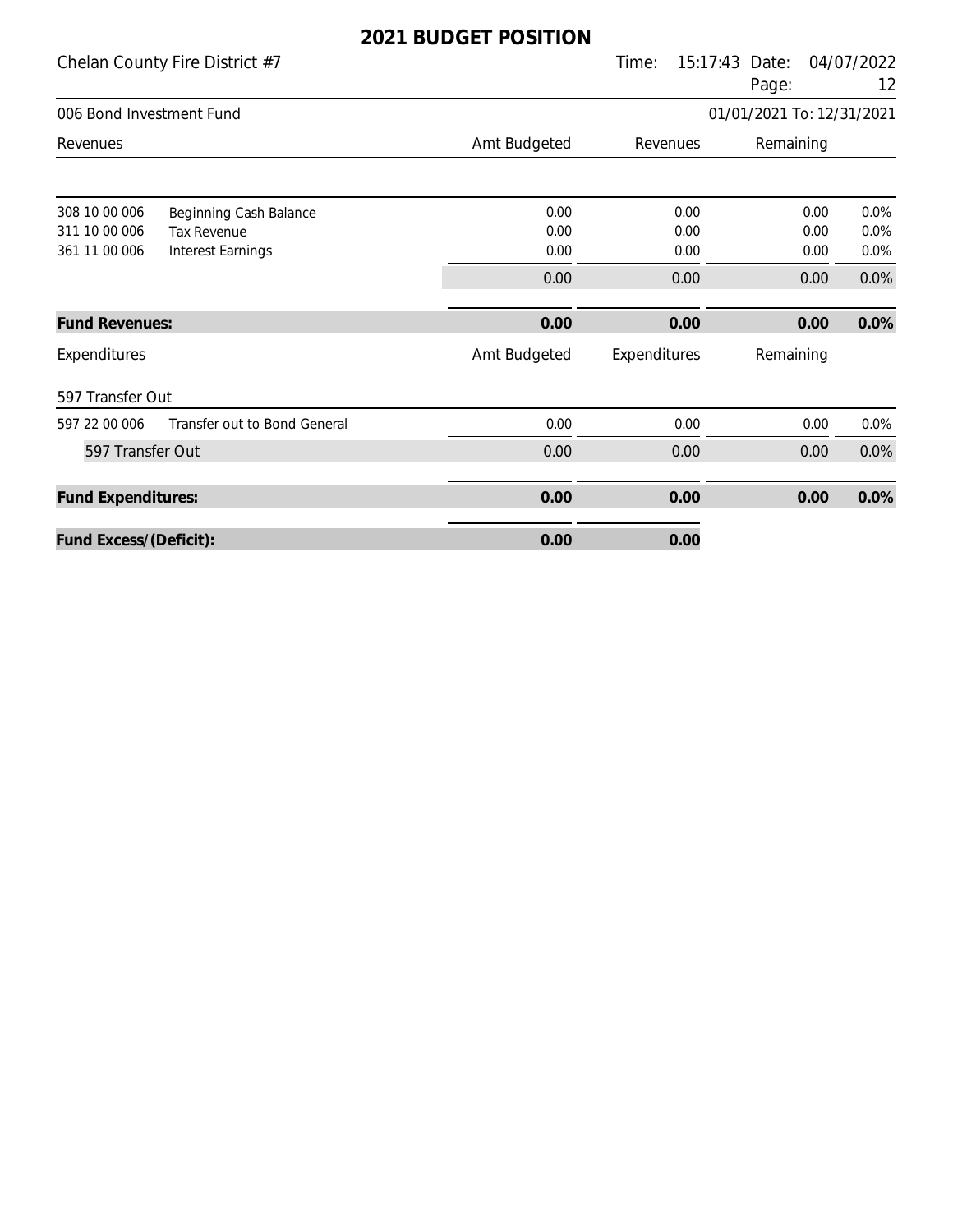# 2021 BUDGET POSITION

Chelan County Fire District #7

Time: 15:17:43 Date: 04/07/2022

006 Bond Investment Fund

01/01/2021 To: 12/31/2021

| Revenues | | Amt Budgeted | Revenues | Remaining | |
|---|---|---|---|---|---|
| 308 10 00 006 | Beginning Cash Balance | 0.00 | 0.00 | 0.00 | 0.0% |
| 311 10 00 006 | Tax Revenue | 0.00 | 0.00 | 0.00 | 0.0% |
| 361 11 00 006 | Interest Earnings | 0.00 | 0.00 | 0.00 | 0.0% |
| | | 0.00 | 0.00 | 0.00 | 0.0% |
| **Fund Revenues:** | | **0.00** | **0.00** | **0.00** | **0.0%** |

| Expenditures | | Amt Budgeted | Expenditures | Remaining | |
|---|---|---|---|---|---|
| 597 Transfer Out | | | | | |
| 597 22 00 006 | Transfer out to Bond General | 0.00 | 0.00 | 0.00 | 0.0% |
| 597 Transfer Out | | 0.00 | 0.00 | 0.00 | 0.0% |
| **Fund Expenditures:** | | **0.00** | **0.00** | **0.00** | **0.0%** |
| **Fund Excess/(Deficit):** | | **0.00** | **0.00** | | |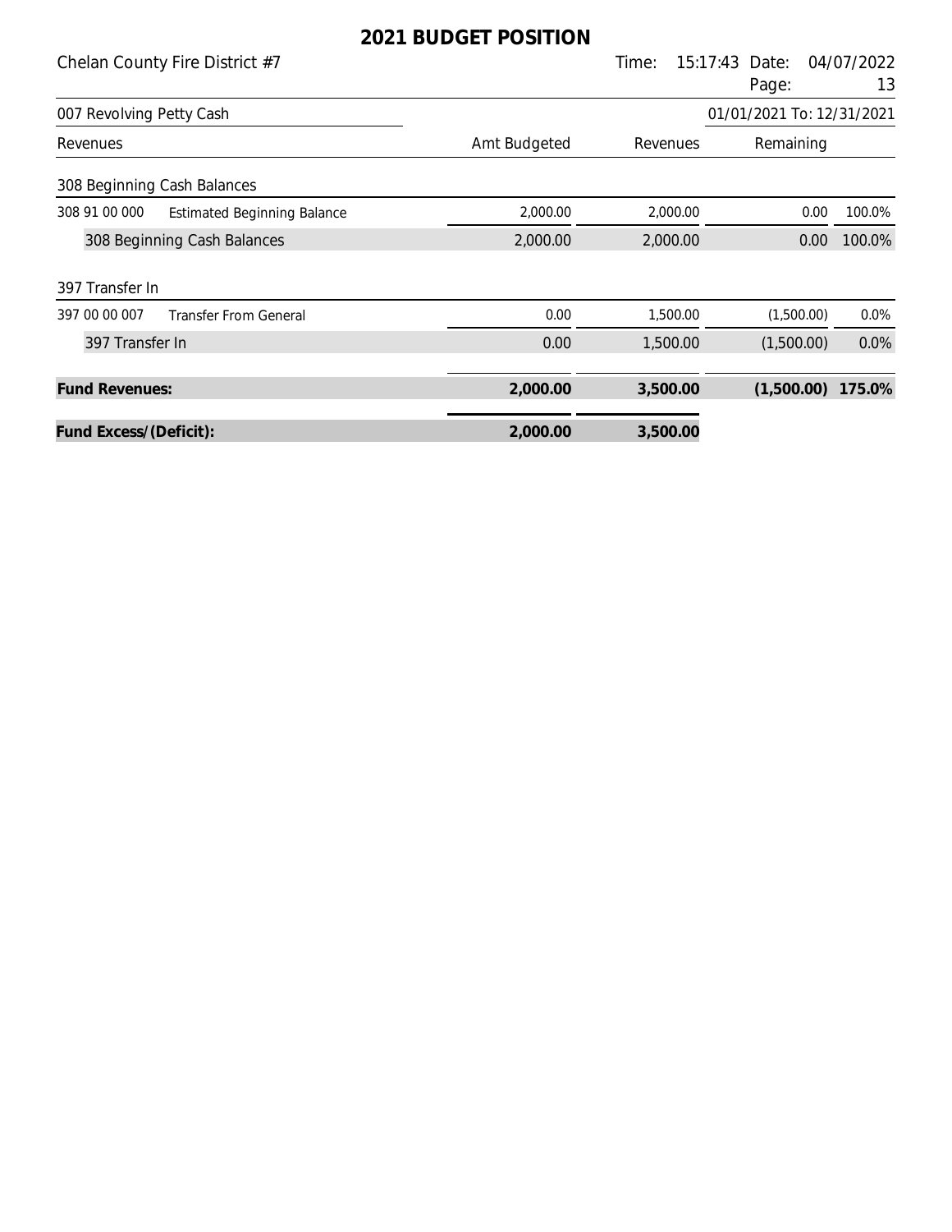# 2021 BUDGET POSITION

Chelan County Fire District #7

Time: 15:17:43 Date: 04/07/2022

007 Revolving Petty Cash

01/01/2021 To: 12/31/2021

| Revenues | | Amt Budgeted | Revenues | Remaining | |
|---|---|---|---|---|---|
| **308 Beginning Cash Balances** | | | | | |
| 308 91 00 000 | Estimated Beginning Balance | 2,000.00 | 2,000.00 | 0.00 | 100.0% |
| | 308 Beginning Cash Balances | 2,000.00 | 2,000.00 | 0.00 | 100.0% |
| **397 Transfer In** | | | | | |
| 397 00 00 007 | Transfer From General | 0.00 | 1,500.00 | (1,500.00) | 0.0% |
| | 397 Transfer In | 0.00 | 1,500.00 | (1,500.00) | 0.0% |
| **Fund Revenues:** | | **2,000.00** | **3,500.00** | **(1,500.00)** | **175.0%** |
| **Fund Excess/(Deficit):** | | **2,000.00** | **3,500.00** | | |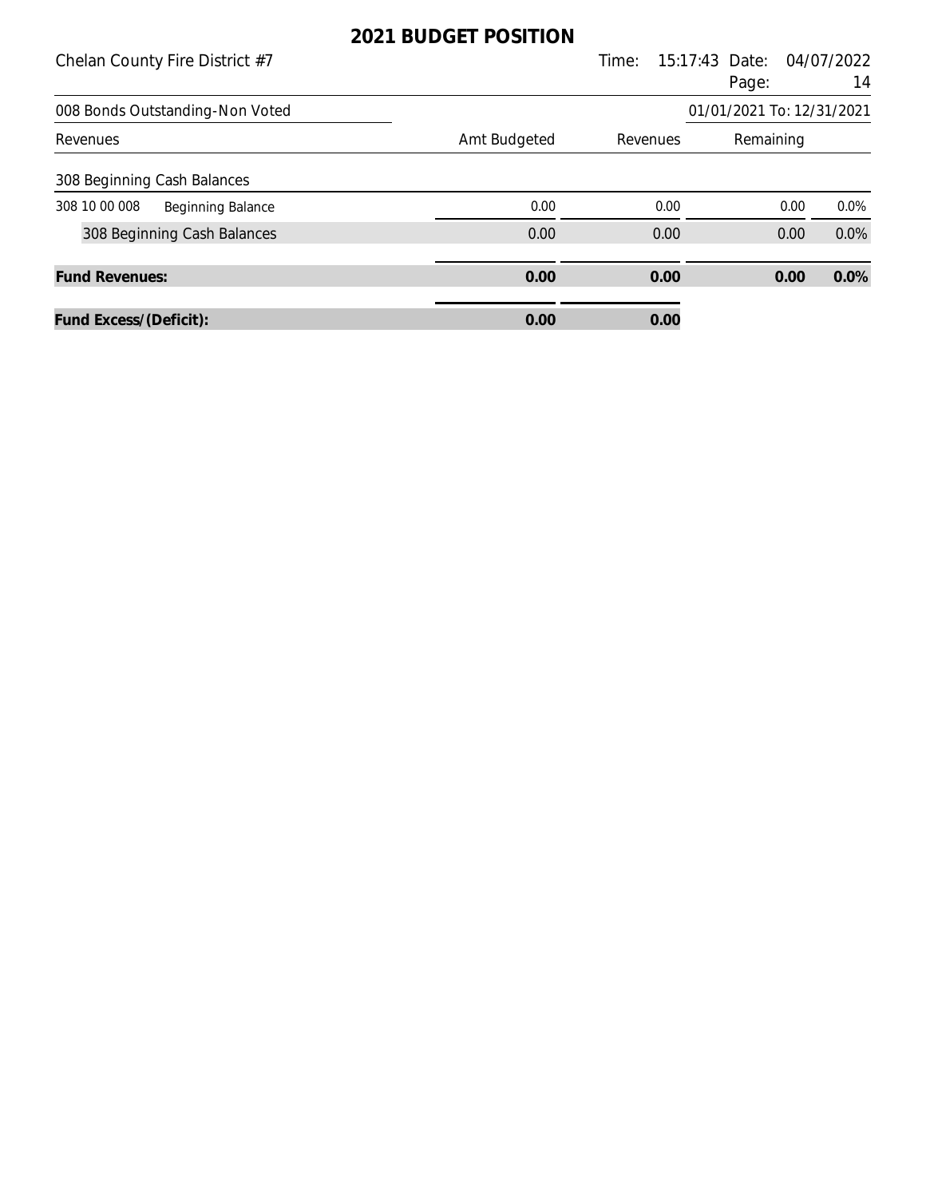# 2021 BUDGET POSITION

Chelan County Fire District #7

Time: 15:17:43 Date: 04/07/2022

008 Bonds Outstanding-Non Voted

01/01/2021 To: 12/31/2021

| Revenues | Amt Budgeted | Revenues | Remaining | |
|---|---|---|---|---|
| **308 Beginning Cash Balances** | | | | |
| 308 10 00 008 Beginning Balance | 0.00 | 0.00 | 0.00 | 0.0% |
| 308 Beginning Cash Balances | 0.00 | 0.00 | 0.00 | 0.0% |
| **Fund Revenues:** | **0.00** | **0.00** | **0.00** | **0.0%** |
| **Fund Excess/(Deficit):** | **0.00** | **0.00** | | |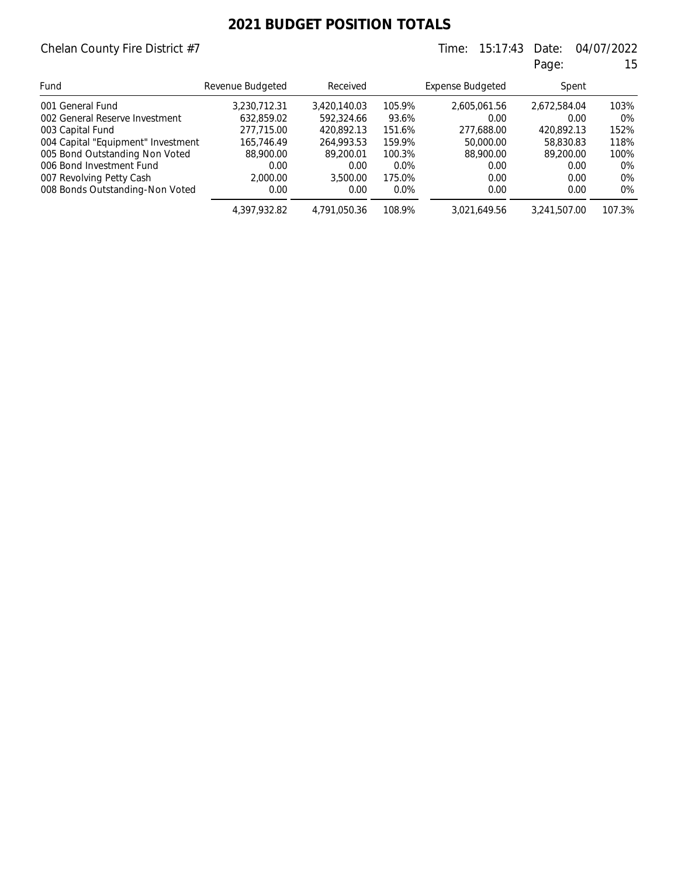# 2021 BUDGET POSITION TOTALS

Chelan County Fire District #7

Time: 15:17:43 Date: 04/07/2022

| Fund | Revenue Budgeted | Received | | Expense Budgeted | Spent | |
|---|---|---|---|---|---|---|
| 001 General Fund | 3,230,712.31 | 3,420,140.03 | 105.9% | 2,605,061.56 | 2,672,584.04 | 103% |
| 002 General Reserve Investment | 632,859.02 | 592,324.66 | 93.6% | 0.00 | 0.00 | 0% |
| 003 Capital Fund | 277,715.00 | 420,892.13 | 151.6% | 277,688.00 | 420,892.13 | 152% |
| 004 Capital "Equipment" Investment | 165,746.49 | 264,993.53 | 159.9% | 50,000.00 | 58,830.83 | 118% |
| 005 Bond Outstanding Non Voted | 88,900.00 | 89,200.01 | 100.3% | 88,900.00 | 89,200.00 | 100% |
| 006 Bond Investment Fund | 0.00 | 0.00 | 0.0% | 0.00 | 0.00 | 0% |
| 007 Revolving Petty Cash | 2,000.00 | 3,500.00 | 175.0% | 0.00 | 0.00 | 0% |
| 008 Bonds Outstanding-Non Voted | 0.00 | 0.00 | 0.0% | 0.00 | 0.00 | 0% |
| | 4,397,932.82 | 4,791,050.36 | 108.9% | 3,021,649.56 | 3,241,507.00 | 107.3% |